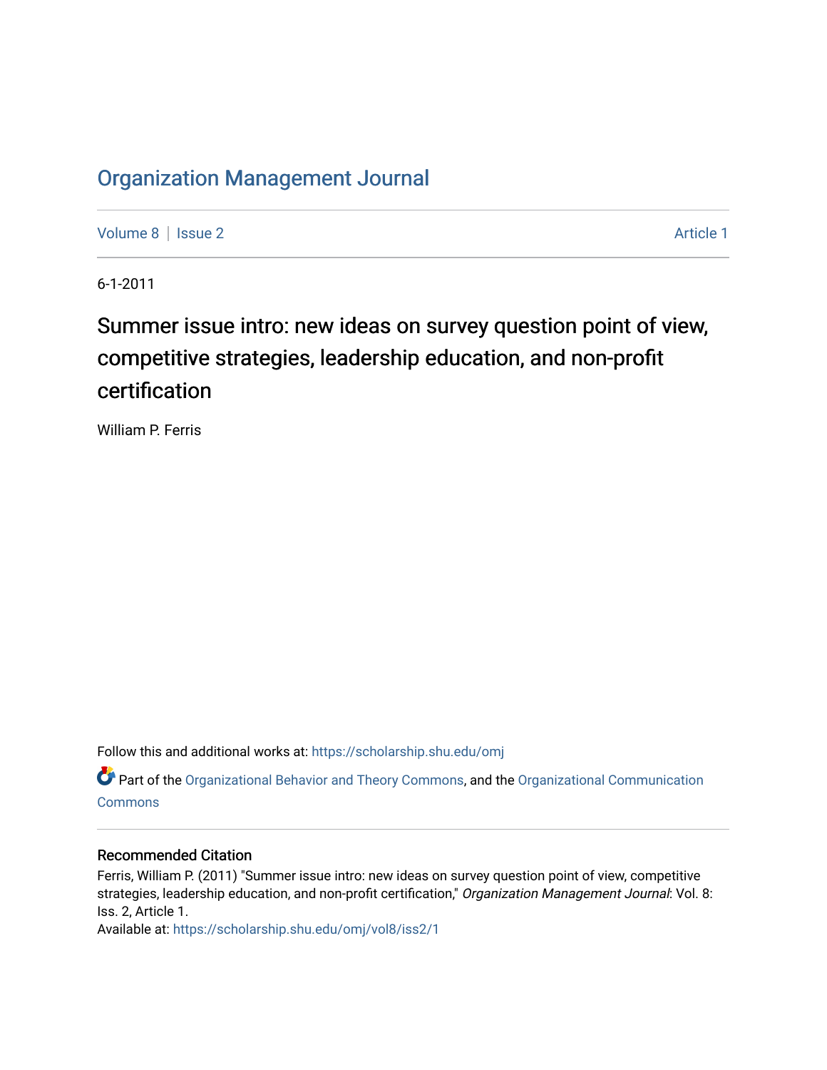# Organization Management Journal

Volume 8 | Issue 2 Article 1

6-1-2011

## Summer issue intro: new ideas on survey question point of view, competitive strategies, leadership education, and non-profit certification

William P. Ferris

Follow this and additional works at: https://scholarship.shu.edu/omj

Part of the Organizational Behavior and Theory Commons, and the Organizational Communication Commons

### Recommended Citation

Ferris, William P. (2011) "Summer issue intro: new ideas on survey question point of view, competitive strategies, leadership education, and non-profit certification," *Organization Management Journal*: Vol. 8: Iss. 2, Article 1.

Available at: https://scholarship.shu.edu/omj/vol8/iss2/1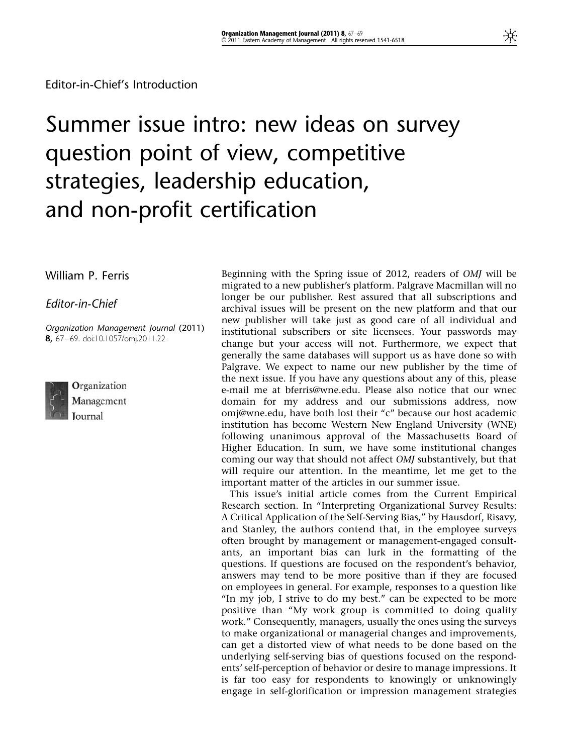Editor-in-Chief's Introduction

# Summer issue intro: new ideas on survey question point of view, competitive strategies, leadership education, and non-profit certification

William P. Ferris

*Editor-in-Chief*

*Organization Management Journal* (2011) **8,** 67–69. doi:10.1057/omj.2011.22

Beginning with the Spring issue of 2012, readers of *OMJ* will be migrated to a new publisher's platform. Palgrave Macmillan will no longer be our publisher. Rest assured that all subscriptions and archival issues will be present on the new platform and that our new publisher will take just as good care of all individual and institutional subscribers or site licensees. Your passwords may change but your access will not. Furthermore, we expect that generally the same databases will support us as have done so with Palgrave. We expect to name our new publisher by the time of the next issue. If you have any questions about any of this, please e-mail me at bferris@wne.edu. Please also notice that our wnec domain for my address and our submissions address, now omj@wne.edu, have both lost their "c" because our host academic institution has become Western New England University (WNE) following unanimous approval of the Massachusetts Board of Higher Education. In sum, we have some institutional changes coming our way that should not affect *OMJ* substantively, but that will require our attention. In the meantime, let me get to the important matter of the articles in our summer issue.

This issue's initial article comes from the Current Empirical Research section. In "Interpreting Organizational Survey Results: A Critical Application of the Self-Serving Bias," by Hausdorf, Risavy, and Stanley, the authors contend that, in the employee surveys often brought by management or management-engaged consultants, an important bias can lurk in the formatting of the questions. If questions are focused on the respondent's behavior, answers may tend to be more positive than if they are focused on employees in general. For example, responses to a question like "In my job, I strive to do my best." can be expected to be more positive than "My work group is committed to doing quality work." Consequently, managers, usually the ones using the surveys to make organizational or managerial changes and improvements, can get a distorted view of what needs to be done based on the underlying self-serving bias of questions focused on the respondents' self-perception of behavior or desire to manage impressions. It is far too easy for respondents to knowingly or unknowingly engage in self-glorification or impression management strategies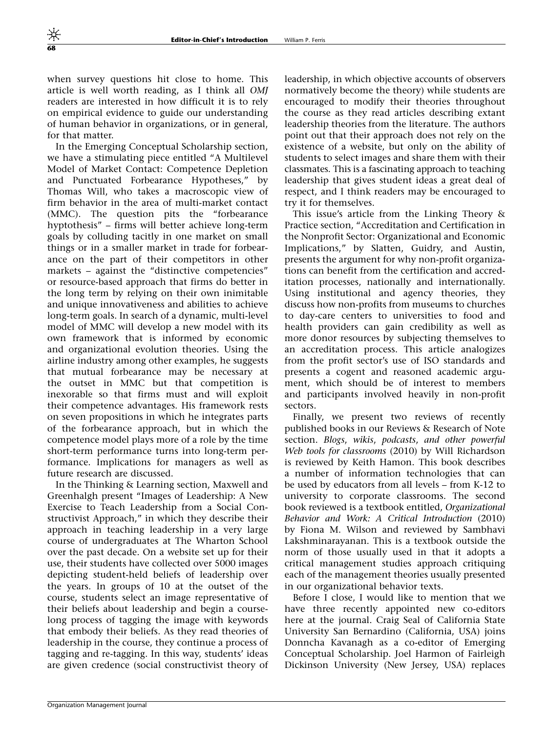when survey questions hit close to home. This article is well worth reading, as I think all *OMJ* readers are interested in how difficult it is to rely on empirical evidence to guide our understanding of human behavior in organizations, or in general, for that matter.

In the Emerging Conceptual Scholarship section, we have a stimulating piece entitled "A Multilevel Model of Market Contact: Competence Depletion and Punctuated Forbearance Hypotheses," by Thomas Will, who takes a macroscopic view of firm behavior in the area of multi-market contact (MMC). The question pits the "forbearance hyptothesis" – firms will better achieve long-term goals by colluding tacitly in one market on small things or in a smaller market in trade for forbearance on the part of their competitors in other markets – against the "distinctive competencies" or resource-based approach that firms do better in the long term by relying on their own inimitable and unique innovativeness and abilities to achieve long-term goals. In search of a dynamic, multi-level model of MMC will develop a new model with its own framework that is informed by economic and organizational evolution theories. Using the airline industry among other examples, he suggests that mutual forbearance may be necessary at the outset in MMC but that competition is inexorable so that firms must and will exploit their competence advantages. His framework rests on seven propositions in which he integrates parts of the forbearance approach, but in which the competence model plays more of a role by the time short-term performance turns into long-term performance. Implications for managers as well as future research are discussed.

In the Thinking & Learning section, Maxwell and Greenhalgh present "Images of Leadership: A New Exercise to Teach Leadership from a Social Constructivist Approach," in which they describe their approach in teaching leadership in a very large course of undergraduates at The Wharton School over the past decade. On a website set up for their use, their students have collected over 5000 images depicting student-held beliefs of leadership over the years. In groups of 10 at the outset of the course, students select an image representative of their beliefs about leadership and begin a course-long process of tagging the image with keywords that embody their beliefs. As they read theories of leadership in the course, they continue a process of tagging and re-tagging. In this way, students' ideas are given credence (social constructivist theory of leadership, in which objective accounts of observers normatively become the theory) while students are encouraged to modify their theories throughout the course as they read articles describing extant leadership theories from the literature. The authors point out that their approach does not rely on the existence of a website, but only on the ability of students to select images and share them with their classmates. This is a fascinating approach to teaching leadership that gives student ideas a great deal of respect, and I think readers may be encouraged to try it for themselves.

This issue's article from the Linking Theory & Practice section, "Accreditation and Certification in the Nonprofit Sector: Organizational and Economic Implications," by Slatten, Guidry, and Austin, presents the argument for why non-profit organizations can benefit from the certification and accreditation processes, nationally and internationally. Using institutional and agency theories, they discuss how non-profits from museums to churches to day-care centers to universities to food and health providers can gain credibility as well as more donor resources by subjecting themselves to an accreditation process. This article analogizes from the profit sector's use of ISO standards and presents a cogent and reasoned academic argument, which should be of interest to members and participants involved heavily in non-profit sectors.

Finally, we present two reviews of recently published books in our Reviews & Research of Note section. *Blogs, wikis, podcasts, and other powerful Web tools for classrooms* (2010) by Will Richardson is reviewed by Keith Hamon. This book describes a number of information technologies that can be used by educators from all levels – from K-12 to university to corporate classrooms. The second book reviewed is a textbook entitled, *Organizational Behavior and Work: A Critical Introduction* (2010) by Fiona M. Wilson and reviewed by Sambhavi Lakshminarayanan. This is a textbook outside the norm of those usually used in that it adopts a critical management studies approach critiquing each of the management theories usually presented in our organizational behavior texts.

Before I close, I would like to mention that we have three recently appointed new co-editors here at the journal. Craig Seal of California State University San Bernardino (California, USA) joins Donncha Kavanagh as a co-editor of Emerging Conceptual Scholarship. Joel Harmon of Fairleigh Dickinson University (New Jersey, USA) replaces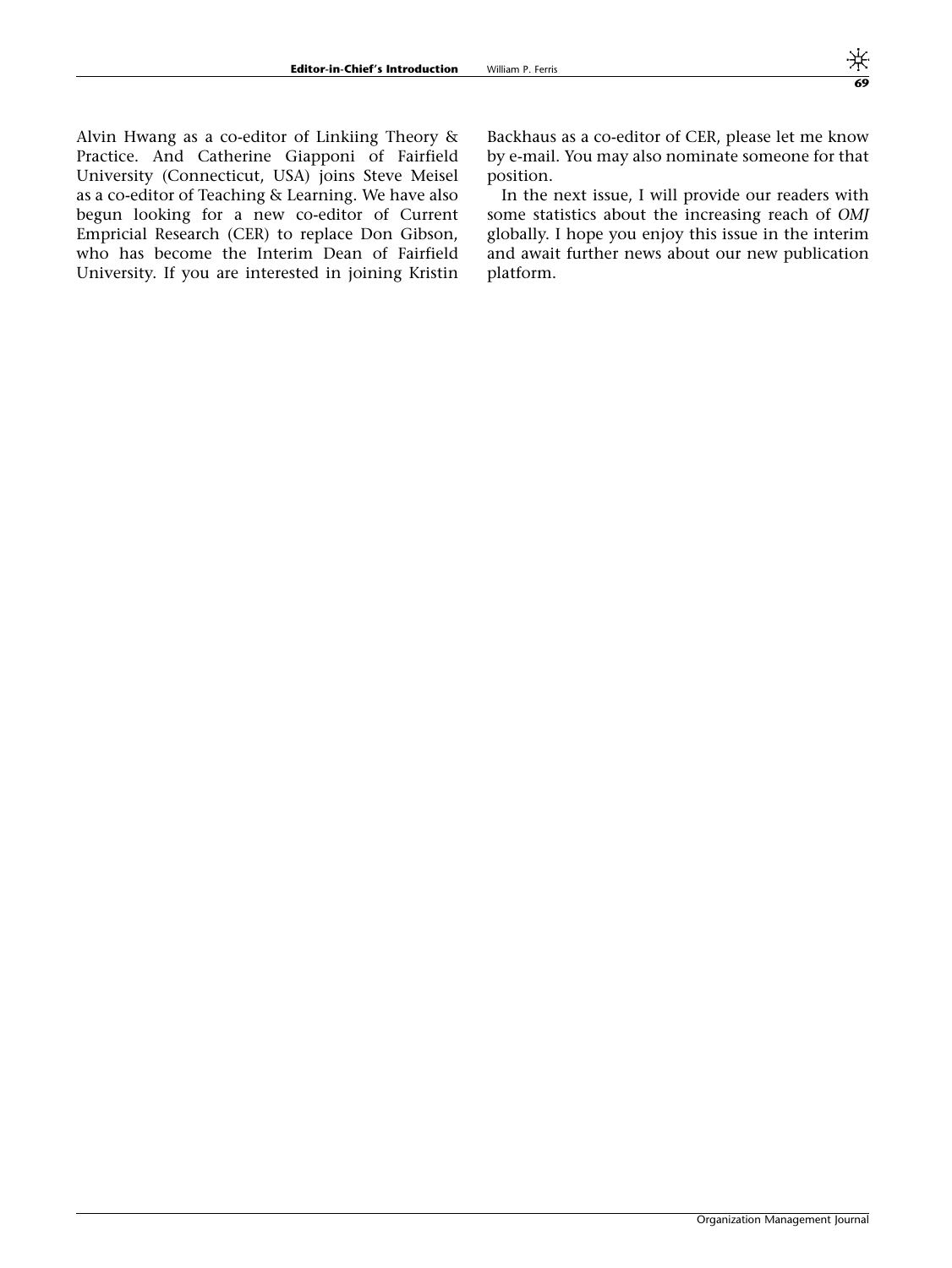Alvin Hwang as a co-editor of Linkiing Theory & Practice. And Catherine Giapponi of Fairfield University (Connecticut, USA) joins Steve Meisel as a co-editor of Teaching & Learning. We have also begun looking for a new co-editor of Current Empricial Research (CER) to replace Don Gibson, who has become the Interim Dean of Fairfield University. If you are interested in joining Kristin Backhaus as a co-editor of CER, please let me know by e-mail. You may also nominate someone for that position.

In the next issue, I will provide our readers with some statistics about the increasing reach of *OMJ* globally. I hope you enjoy this issue in the interim and await further news about our new publication platform.